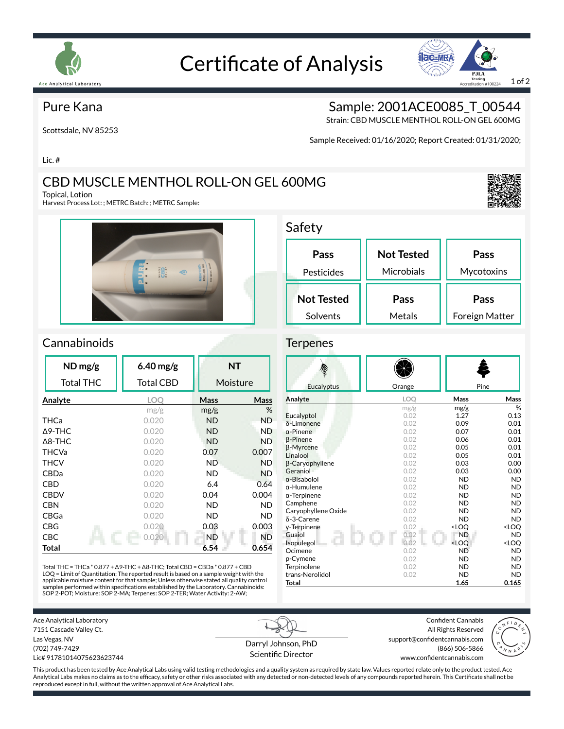# Certificate of Analysis

Ace Analytical Laboratory

PJLA Testing Accreditation #100224

## Pure Kana

Scottsdale, NV 85253

Lic. #

**Sample: 2001ACE0085_T_00544**

Strain: CBD MUSCLE MENTHOL ROLL-ON GEL 600MG

Sample Received: 01/16/2020; Report Created: 01/31/2020;

## CBD MUSCLE MENTHOL ROLL-ON GEL 600MG

Topical, Lotion

Harvest Process Lot: ; METRC Batch: ; METRC Sample:

## Safety

| Pesticides | Microbials | Mycotoxins |
|---|---|---|
| **Pass** | **Not Tested** | **Pass** |

| Solvents | Metals | Foreign Matter |
|---|---|---|
| **Not Tested** | **Pass** | **Pass** |

## Cannabinoids

| Total THC | Total CBD | Moisture |
|---|---|---|
| **ND mg/g** | **6.40 mg/g** | **NT** |

| Analyte | LOQ | Mass | Mass |
|---|---|---|---|
| | mg/g | mg/g | % |
| THCa | 0.020 | ND | ND |
| Δ9-THC | 0.020 | ND | ND |
| Δ8-THC | 0.020 | ND | ND |
| THCVa | 0.020 | 0.07 | 0.007 |
| THCV | 0.020 | ND | ND |
| CBDa | 0.020 | ND | ND |
| CBD | 0.020 | 6.4 | 0.64 |
| CBDV | 0.020 | 0.04 | 0.004 |
| CBN | 0.020 | ND | ND |
| CBGa | 0.020 | ND | ND |
| CBG | 0.020 | 0.03 | 0.003 |
| CBC | 0.020 | ND | ND |
| **Total** | | **6.54** | **0.654** |

Total THC = THCa * 0.877 + Δ9-THC + Δ8-THC; Total CBD = CBDa * 0.877 + CBD
LOQ = Limit of Quantitation; The reported result is based on a sample weight with the applicable moisture content for that sample; Unless otherwise stated all quality control samples performed within specifications established by the Laboratory. Cannabinoids: SOP 2-POT; Moisture: SOP 2-MA; Terpenes: SOP 2-TER; Water Activity: 2-AW;

## Terpenes

Eucalyptus | Orange | Pine

| Analyte | LOQ | Mass | Mass |
|---|---|---|---|
| | mg/g | mg/g | % |
| Eucalyptol | 0.02 | 1.27 | 0.13 |
| δ-Limonene | 0.02 | 0.09 | 0.01 |
| α-Pinene | 0.02 | 0.07 | 0.01 |
| β-Pinene | 0.02 | 0.06 | 0.01 |
| β-Myrcene | 0.02 | 0.05 | 0.01 |
| Linalool | 0.02 | 0.05 | 0.01 |
| β-Caryophyllene | 0.02 | 0.03 | 0.00 |
| Geraniol | 0.02 | 0.03 | 0.00 |
| α-Bisabolol | 0.02 | ND | ND |
| α-Humulene | 0.02 | ND | ND |
| α-Terpinene | 0.02 | ND | ND |
| Camphene | 0.02 | ND | ND |
| Caryophyllene Oxide | 0.02 | ND | ND |
| δ-3-Carene | 0.02 | ND | ND |
| γ-Terpinene | 0.02 | <LOQ | <LOQ |
| Guaiol | 0.02 | ND | ND |
| Isopulegol | 0.02 | <LOQ | <LOQ |
| Ocimene | 0.02 | ND | ND |
| p-Cymene | 0.02 | ND | ND |
| Terpinolene | 0.02 | ND | ND |
| trans-Nerolidol | 0.02 | ND | ND |
| **Total** | | **1.65** | **0.165** |

Ace Analytical Laboratory
7151 Cascade Valley Ct.
Las Vegas, NV
(702) 749-7429
Lic# 91781014075623623744

Darryl Johnson, PhD
Scientific Director

Confident Cannabis
All Rights Reserved
support@confidentcannabis.com
(866) 506-5866
www.confidentcannabis.com

This product has been tested by Ace Analytical Labs using valid testing methodologies and a quality system as required by state law. Values reported relate only to the product tested. Ace Analytical Labs makes no claims as to the efficacy, safety or other risks associated with any detected or non-detected levels of any compounds reported herein. This Certificate shall not be reproduced except in full, without the written approval of Ace Analytical Labs.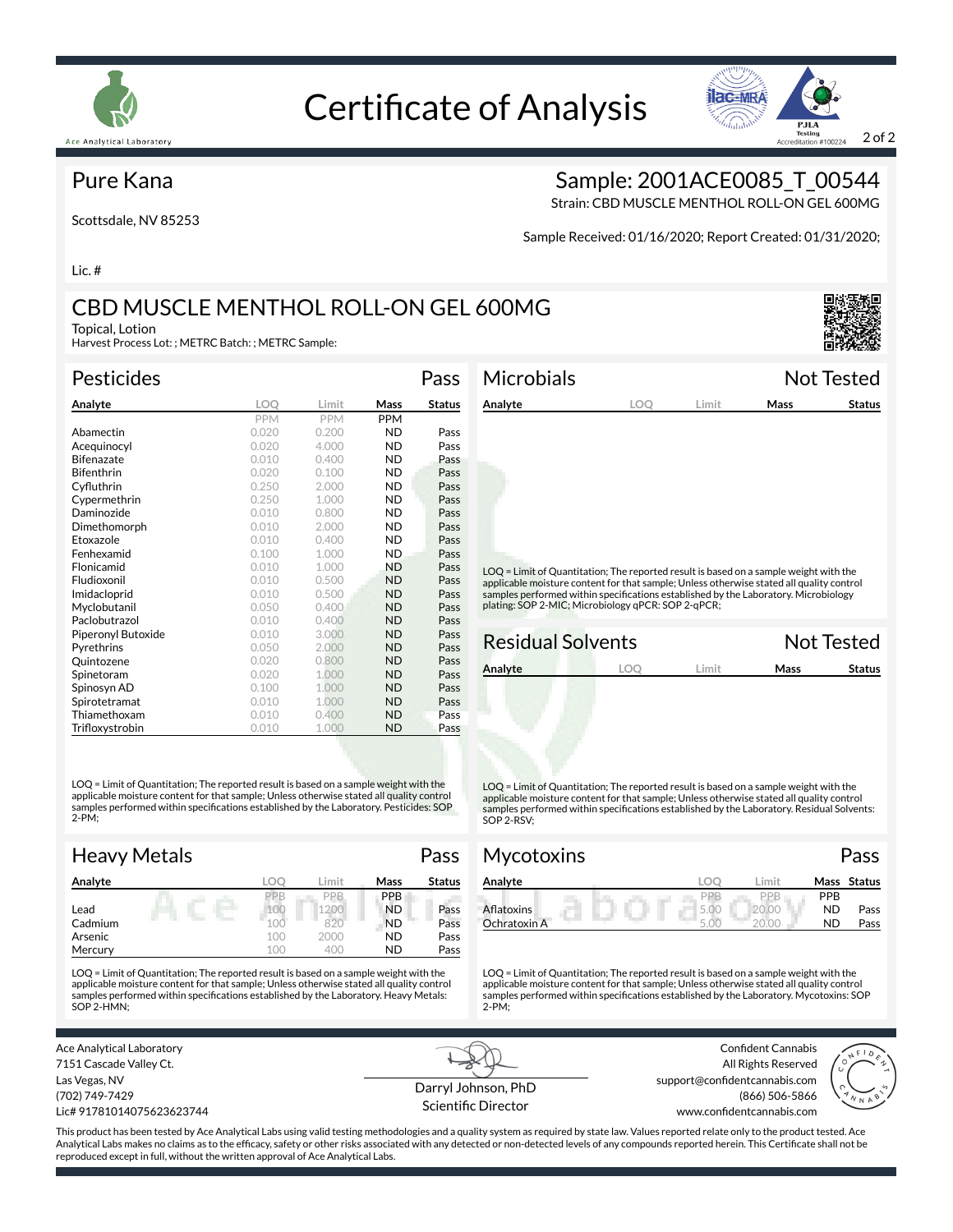# Certificate of Analysis

Ace Analytical Laboratory

## Pure Kana

Scottsdale, NV 85253

Lic. #

## Sample: 2001ACE0085_T_00544

Strain: CBD MUSCLE MENTHOL ROLL-ON GEL 600MG

Sample Received: 01/16/2020; Report Created: 01/31/2020;

## CBD MUSCLE MENTHOL ROLL-ON GEL 600MG

Topical, Lotion

Harvest Process Lot: ; METRC Batch: ; METRC Sample:

### Pesticides — Pass

| Analyte | LOQ | Limit | Mass | Status |
|---|---|---|---|---|
| | PPM | PPM | PPM | |
| Abamectin | 0.020 | 0.200 | ND | Pass |
| Acequinocyl | 0.020 | 4.000 | ND | Pass |
| Bifenazate | 0.010 | 0.400 | ND | Pass |
| Bifenthrin | 0.020 | 0.100 | ND | Pass |
| Cyfluthrin | 0.250 | 2.000 | ND | Pass |
| Cypermethrin | 0.250 | 1.000 | ND | Pass |
| Daminozide | 0.010 | 0.800 | ND | Pass |
| Dimethomorph | 0.010 | 2.000 | ND | Pass |
| Etoxazole | 0.010 | 0.400 | ND | Pass |
| Fenhexamid | 0.100 | 1.000 | ND | Pass |
| Flonicamid | 0.010 | 1.000 | ND | Pass |
| Fludioxonil | 0.010 | 0.500 | ND | Pass |
| Imidacloprid | 0.010 | 0.500 | ND | Pass |
| Myclobutanil | 0.050 | 0.400 | ND | Pass |
| Paclobutrazol | 0.010 | 0.400 | ND | Pass |
| Piperonyl Butoxide | 0.010 | 3.000 | ND | Pass |
| Pyrethrins | 0.050 | 2.000 | ND | Pass |
| Quintozene | 0.020 | 0.800 | ND | Pass |
| Spinetoram | 0.020 | 1.000 | ND | Pass |
| Spinosyn AD | 0.100 | 1.000 | ND | Pass |
| Spirotetramat | 0.010 | 1.000 | ND | Pass |
| Thiamethoxam | 0.010 | 0.400 | ND | Pass |
| Trifloxystrobin | 0.010 | 1.000 | ND | Pass |

LOQ = Limit of Quantitation; The reported result is based on a sample weight with the applicable moisture content for that sample; Unless otherwise stated all quality control samples performed within specifications established by the Laboratory. Pesticides: SOP 2-PM;

### Microbials — Not Tested

| Analyte | LOQ | Limit | Mass | Status |
|---|---|---|---|---|

LOQ = Limit of Quantitation; The reported result is based on a sample weight with the applicable moisture content for that sample; Unless otherwise stated all quality control samples performed within specifications established by the Laboratory. Microbiology plating: SOP 2-MIC; Microbiology qPCR: SOP 2-qPCR;

### Residual Solvents — Not Tested

| Analyte | LOQ | Limit | Mass | Status |
|---|---|---|---|---|

LOQ = Limit of Quantitation; The reported result is based on a sample weight with the applicable moisture content for that sample; Unless otherwise stated all quality control samples performed within specifications established by the Laboratory. Residual Solvents: SOP 2-RSV;

### Heavy Metals — Pass

| Analyte | LOQ | Limit | Mass | Status |
|---|---|---|---|---|
| | PPB | PPB | PPB | |
| Lead | 100 | 1200 | ND | Pass |
| Cadmium | 100 | 820 | ND | Pass |
| Arsenic | 100 | 2000 | ND | Pass |
| Mercury | 100 | 400 | ND | Pass |

LOQ = Limit of Quantitation; The reported result is based on a sample weight with the applicable moisture content for that sample; Unless otherwise stated all quality control samples performed within specifications established by the Laboratory. Heavy Metals: SOP 2-HMN;

### Mycotoxins — Pass

| Analyte | LOQ | Limit | Mass | Status |
|---|---|---|---|---|
| | PPB | PPB | PPB | |
| Aflatoxins | 5.00 | 20.00 | ND | Pass |
| Ochratoxin A | 5.00 | 20.00 | ND | Pass |

LOQ = Limit of Quantitation; The reported result is based on a sample weight with the applicable moisture content for that sample; Unless otherwise stated all quality control samples performed within specifications established by the Laboratory. Mycotoxins: SOP 2-PM;

Ace Analytical Laboratory
7151 Cascade Valley Ct.
Las Vegas, NV
(702) 749-7429
Lic# 91781014075623623744

Darryl Johnson, PhD
Scientific Director

Confident Cannabis
All Rights Reserved
support@confidentcannabis.com
(866) 506-5866
www.confidentcannabis.com

This product has been tested by Ace Analytical Labs using valid testing methodologies and a quality system as required by state law. Values reported relate only to the product tested. Ace Analytical Labs makes no claims as to the efficacy, safety or other risks associated with any detected or non-detected levels of any compounds reported herein. This Certificate shall not be reproduced except in full, without the written approval of Ace Analytical Labs.